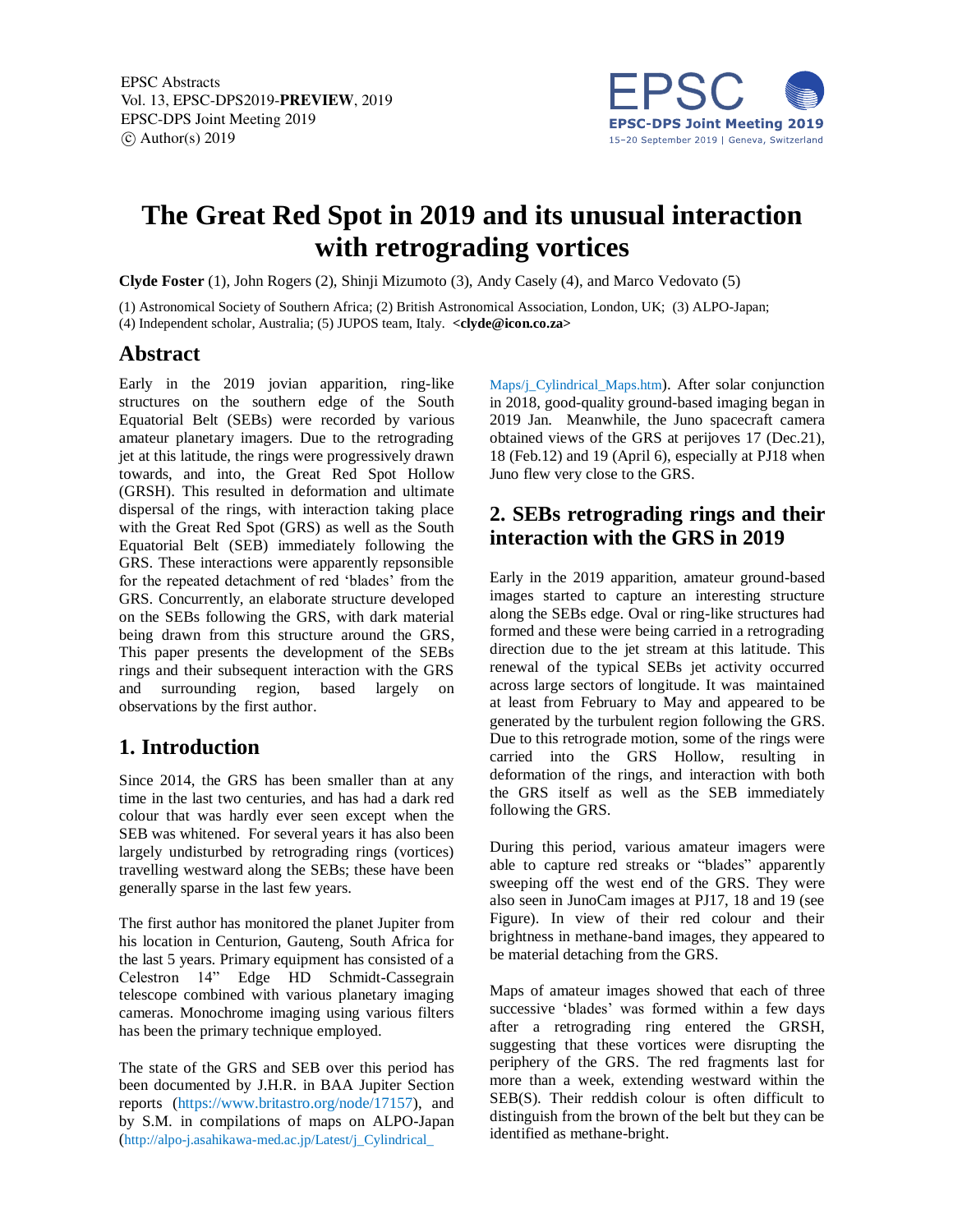# The Great Red Spot in 2019 and its unusual interaction with retrograding vortices

**Clyde Foster** (1), John Rogers (2), Shinji Mizumoto (3), Andy Casely (4), and Marco Vedovato (5)

(1) Astronomical Society of Southern Africa; (2) British Astronomical Association, London, UK; (3) ALPO-Japan; (4) Independent scholar, Australia; (5) JUPOS team, Italy. **<clyde@icon.co.za>**

## Abstract

Early in the 2019 jovian apparition, ring-like structures on the southern edge of the South Equatorial Belt (SEBs) were recorded by various amateur planetary imagers. Due to the retrograding jet at this latitude, the rings were progressively drawn towards, and into, the Great Red Spot Hollow (GRSH). This resulted in deformation and ultimate dispersal of the rings, with interaction taking place with the Great Red Spot (GRS) as well as the South Equatorial Belt (SEB) immediately following the GRS. These interactions were apparently repsonsible for the repeated detachment of red 'blades' from the GRS. Concurrently, an elaborate structure developed on the SEBs following the GRS, with dark material being drawn from this structure around the GRS, This paper presents the development of the SEBs rings and their subsequent interaction with the GRS and surrounding region, based largely on observations by the first author.

## 1. Introduction

Since 2014, the GRS has been smaller than at any time in the last two centuries, and has had a dark red colour that was hardly ever seen except when the SEB was whitened. For several years it has also been largely undisturbed by retrograding rings (vortices) travelling westward along the SEBs; these have been generally sparse in the last few years.

The first author has monitored the planet Jupiter from his location in Centurion, Gauteng, South Africa for the last 5 years. Primary equipment has consisted of a Celestron 14" Edge HD Schmidt-Cassegrain telescope combined with various planetary imaging cameras. Monochrome imaging using various filters has been the primary technique employed.

The state of the GRS and SEB over this period has been documented by J.H.R. in BAA Jupiter Section reports (https://www.britastro.org/node/17157), and by S.M. in compilations of maps on ALPO-Japan (http://alpo-j.asahikawa-med.ac.jp/Latest/j_Cylindrical_Maps/j_Cylindrical_Maps.htm). After solar conjunction in 2018, good-quality ground-based imaging began in 2019 Jan. Meanwhile, the Juno spacecraft camera obtained views of the GRS at perijoves 17 (Dec.21), 18 (Feb.12) and 19 (April 6), especially at PJ18 when Juno flew very close to the GRS.

## 2. SEBs retrograding rings and their interaction with the GRS in 2019

Early in the 2019 apparition, amateur ground-based images started to capture an interesting structure along the SEBs edge. Oval or ring-like structures had formed and these were being carried in a retrograding direction due to the jet stream at this latitude. This renewal of the typical SEBs jet activity occurred across large sectors of longitude. It was maintained at least from February to May and appeared to be generated by the turbulent region following the GRS. Due to this retrograde motion, some of the rings were carried into the GRS Hollow, resulting in deformation of the rings, and interaction with both the GRS itself as well as the SEB immediately following the GRS.

During this period, various amateur imagers were able to capture red streaks or "blades" apparently sweeping off the west end of the GRS. They were also seen in JunoCam images at PJ17, 18 and 19 (see Figure). In view of their red colour and their brightness in methane-band images, they appeared to be material detaching from the GRS.

Maps of amateur images showed that each of three successive 'blades' was formed within a few days after a retrograding ring entered the GRSH, suggesting that these vortices were disrupting the periphery of the GRS. The red fragments last for more than a week, extending westward within the SEB(S). Their reddish colour is often difficult to distinguish from the brown of the belt but they can be identified as methane-bright.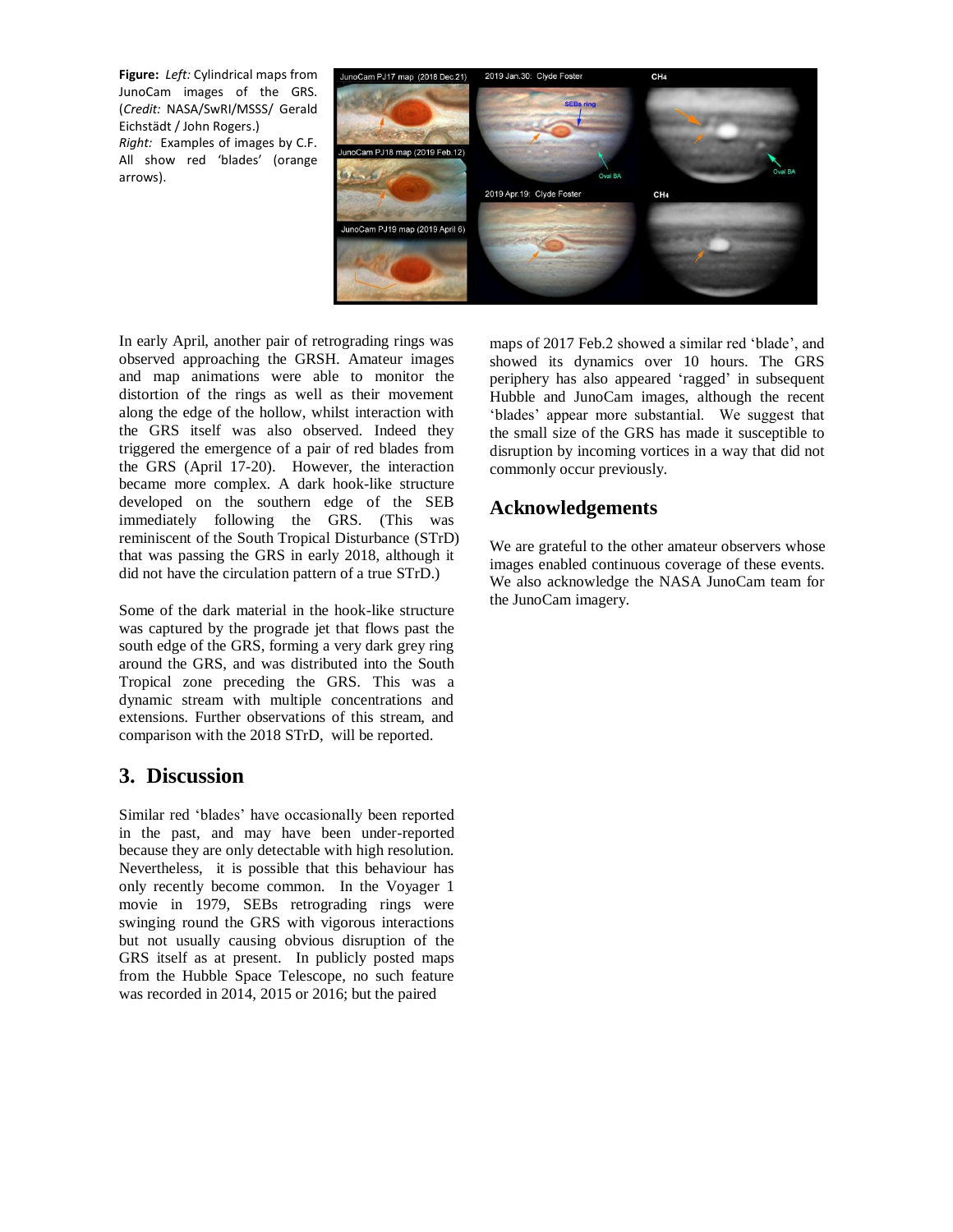**Figure:** *Left:* Cylindrical maps from JunoCam images of the GRS. (*Credit:* NASA/SwRI/MSSS/ Gerald Eichstädt / John Rogers.)
*Right:* Examples of images by C.F. All show red 'blades' (orange arrows).

JunoCam PJ17 map (2018 Dec.21)

JunoCam PJ18 map (2019 Feb.12)

JunoCam PJ19 map (2019 April 6)

2019 Jan.30: Clyde Foster

SEBs ring

Oval BA

$CH_4$

Oval BA

2019 Apr.19: Clyde Foster

$CH_4$

In early April, another pair of retrograding rings was observed approaching the GRSH. Amateur images and map animations were able to monitor the distortion of the rings as well as their movement along the edge of the hollow, whilst interaction with the GRS itself was also observed. Indeed they triggered the emergence of a pair of red blades from the GRS (April 17-20). However, the interaction became more complex. A dark hook-like structure developed on the southern edge of the SEB immediately following the GRS. (This was reminiscent of the South Tropical Disturbance (STrD) that was passing the GRS in early 2018, although it did not have the circulation pattern of a true STrD.)

Some of the dark material in the hook-like structure was captured by the prograde jet that flows past the south edge of the GRS, forming a very dark grey ring around the GRS, and was distributed into the South Tropical zone preceding the GRS. This was a dynamic stream with multiple concentrations and extensions. Further observations of this stream, and comparison with the 2018 STrD, will be reported.

## 3. Discussion

Similar red 'blades' have occasionally been reported in the past, and may have been under-reported because they are only detectable with high resolution. Nevertheless, it is possible that this behaviour has only recently become common. In the Voyager 1 movie in 1979, SEBs retrograding rings were swinging round the GRS with vigorous interactions but not usually causing obvious disruption of the GRS itself as at present. In publicly posted maps from the Hubble Space Telescope, no such feature was recorded in 2014, 2015 or 2016; but the paired maps of 2017 Feb.2 showed a similar red 'blade', and showed its dynamics over 10 hours. The GRS periphery has also appeared 'ragged' in subsequent Hubble and JunoCam images, although the recent 'blades' appear more substantial. We suggest that the small size of the GRS has made it susceptible to disruption by incoming vortices in a way that did not commonly occur previously.

## Acknowledgements

We are grateful to the other amateur observers whose images enabled continuous coverage of these events. We also acknowledge the NASA JunoCam team for the JunoCam imagery.